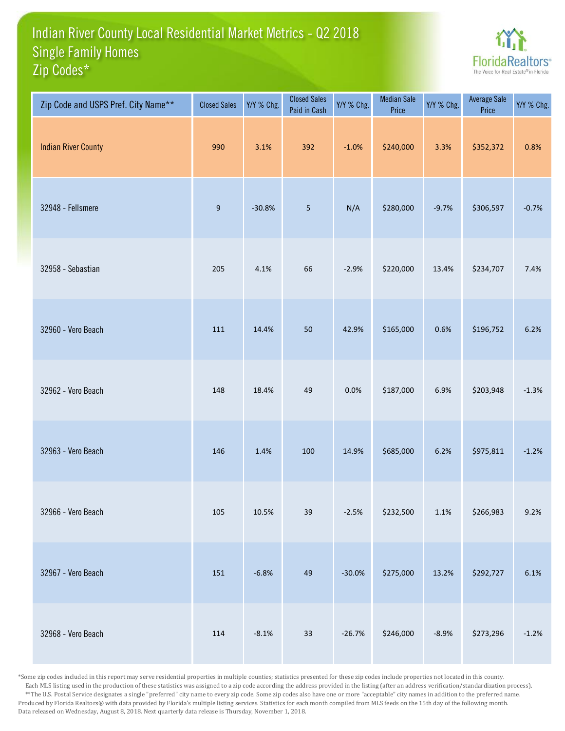# Indian River County Local Residential Market Metrics - Q2 2018
## Single Family Homes
## Zip Codes*

FloridaRealtors
The Voice for Real Estate® in Florida

| Zip Code and USPS Pref. City Name** | Closed Sales | Y/Y % Chg. | Closed Sales Paid in Cash | Y/Y % Chg. | Median Sale Price | Y/Y % Chg. | Average Sale Price | Y/Y % Chg. |
|---|---|---|---|---|---|---|---|---|
| Indian River County | 990 | 3.1% | 392 | -1.0% | $240,000 | 3.3% | $352,372 | 0.8% |
| 32948 - Fellsmere | 9 | -30.8% | 5 | N/A | $280,000 | -9.7% | $306,597 | -0.7% |
| 32958 - Sebastian | 205 | 4.1% | 66 | -2.9% | $220,000 | 13.4% | $234,707 | 7.4% |
| 32960 - Vero Beach | 111 | 14.4% | 50 | 42.9% | $165,000 | 0.6% | $196,752 | 6.2% |
| 32962 - Vero Beach | 148 | 18.4% | 49 | 0.0% | $187,000 | 6.9% | $203,948 | -1.3% |
| 32963 - Vero Beach | 146 | 1.4% | 100 | 14.9% | $685,000 | 6.2% | $975,811 | -1.2% |
| 32966 - Vero Beach | 105 | 10.5% | 39 | -2.5% | $232,500 | 1.1% | $266,983 | 9.2% |
| 32967 - Vero Beach | 151 | -6.8% | 49 | -30.0% | $275,000 | 13.2% | $292,727 | 6.1% |
| 32968 - Vero Beach | 114 | -8.1% | 33 | -26.7% | $246,000 | -8.9% | $273,296 | -1.2% |

*Some zip codes included in this report may serve residential properties in multiple counties; statistics presented for these zip codes include properties not located in this county.
Each MLS listing used in the production of these statistics was assigned to a zip code according the address provided in the listing (after an address verification/standardization process).
**The U.S. Postal Service designates a single "preferred" city name to every zip code. Some zip codes also have one or more "acceptable" city names in addition to the preferred name.
Produced by Florida Realtors® with data provided by Florida's multiple listing services. Statistics for each month compiled from MLS feeds on the 15th day of the following month.
Data released on Wednesday, August 8, 2018. Next quarterly data release is Thursday, November 1, 2018.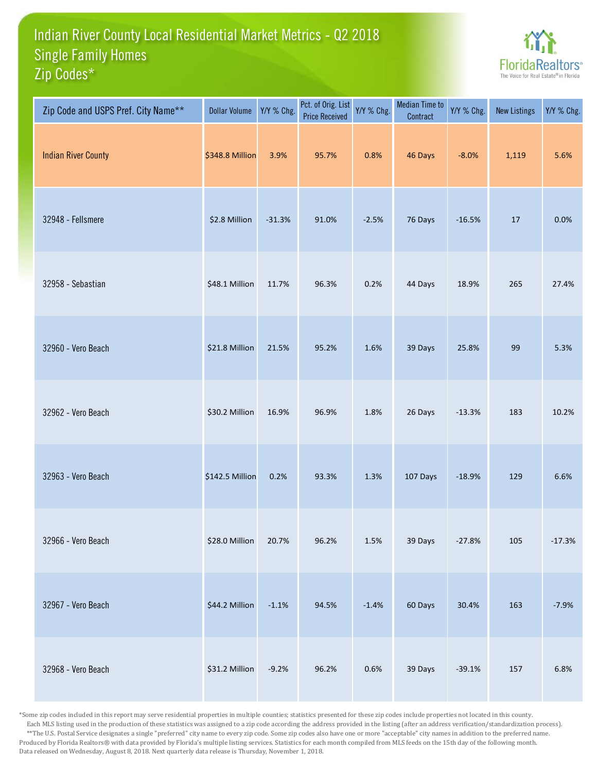# Indian River County Local Residential Market Metrics - Q2 2018
## Single Family Homes
## Zip Codes*

FloridaRealtors® The Voice for Real Estate® in Florida

| Zip Code and USPS Pref. City Name** | Dollar Volume | Y/Y % Chg. | Pct. of Orig. List Price Received | Y/Y % Chg. | Median Time to Contract | Y/Y % Chg. | New Listings | Y/Y % Chg. |
|---|---|---|---|---|---|---|---|---|
| Indian River County | $348.8 Million | 3.9% | 95.7% | 0.8% | 46 Days | -8.0% | 1,119 | 5.6% |
| 32948 - Fellsmere | $2.8 Million | -31.3% | 91.0% | -2.5% | 76 Days | -16.5% | 17 | 0.0% |
| 32958 - Sebastian | $48.1 Million | 11.7% | 96.3% | 0.2% | 44 Days | 18.9% | 265 | 27.4% |
| 32960 - Vero Beach | $21.8 Million | 21.5% | 95.2% | 1.6% | 39 Days | 25.8% | 99 | 5.3% |
| 32962 - Vero Beach | $30.2 Million | 16.9% | 96.9% | 1.8% | 26 Days | -13.3% | 183 | 10.2% |
| 32963 - Vero Beach | $142.5 Million | 0.2% | 93.3% | 1.3% | 107 Days | -18.9% | 129 | 6.6% |
| 32966 - Vero Beach | $28.0 Million | 20.7% | 96.2% | 1.5% | 39 Days | -27.8% | 105 | -17.3% |
| 32967 - Vero Beach | $44.2 Million | -1.1% | 94.5% | -1.4% | 60 Days | 30.4% | 163 | -7.9% |
| 32968 - Vero Beach | $31.2 Million | -9.2% | 96.2% | 0.6% | 39 Days | -39.1% | 157 | 6.8% |

*Some zip codes included in this report may serve residential properties in multiple counties; statistics presented for these zip codes include properties not located in this county.
Each MLS listing used in the production of these statistics was assigned to a zip code according the address provided in the listing (after an address verification/standardization process).
**The U.S. Postal Service designates a single "preferred" city name to every zip code. Some zip codes also have one or more "acceptable" city names in addition to the preferred name.
Produced by Florida Realtors® with data provided by Florida's multiple listing services. Statistics for each month compiled from MLS feeds on the 15th day of the following month.
Data released on Wednesday, August 8, 2018. Next quarterly data release is Thursday, November 1, 2018.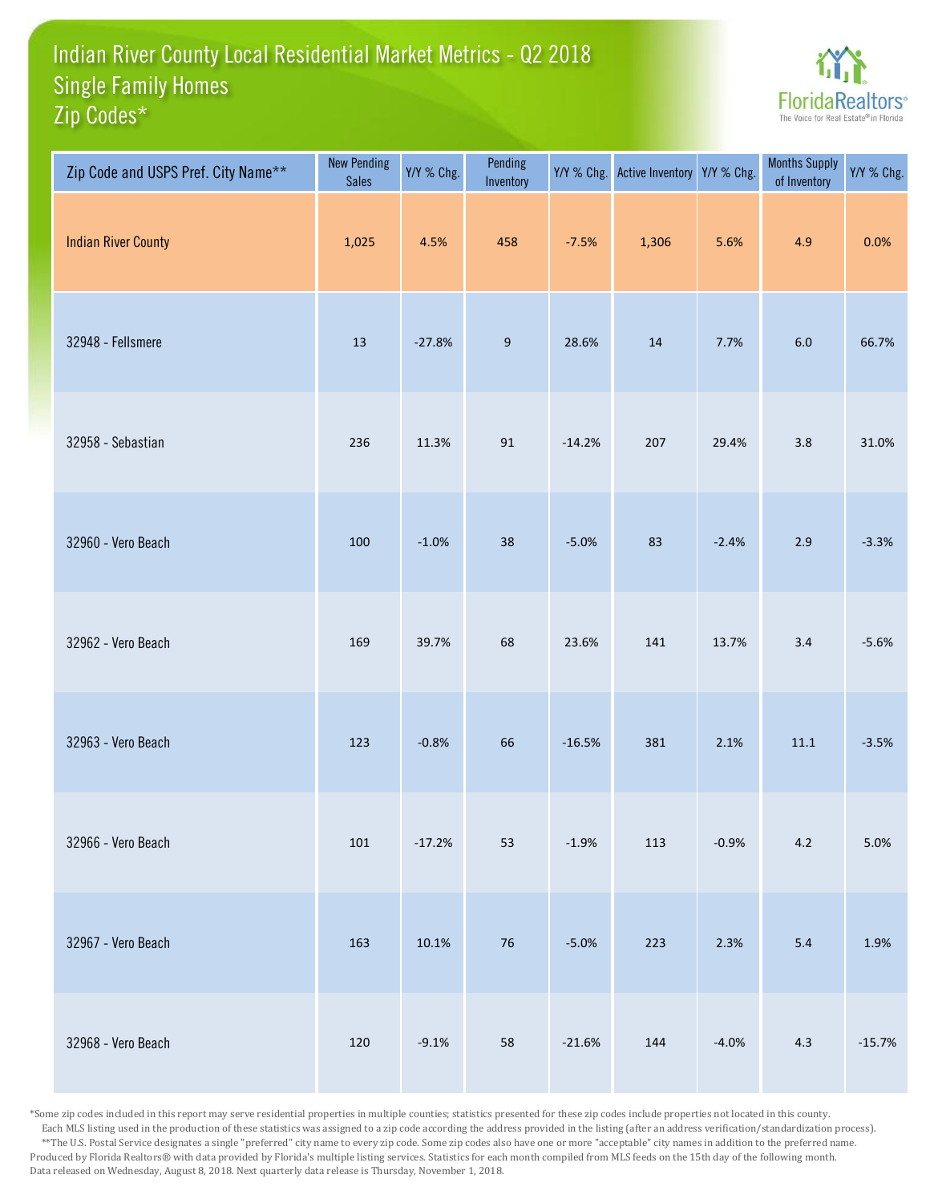# Indian River County Local Residential Market Metrics - Q2 2018
## Single Family Homes
## Zip Codes*

| Zip Code and USPS Pref. City Name** | New Pending Sales | Y/Y % Chg. | Pending Inventory | Y/Y % Chg. | Active Inventory | Y/Y % Chg. | Months Supply of Inventory | Y/Y % Chg. |
|---|---|---|---|---|---|---|---|---|
| Indian River County | 1,025 | 4.5% | 458 | -7.5% | 1,306 | 5.6% | 4.9 | 0.0% |
| 32948 - Fellsmere | 13 | -27.8% | 9 | 28.6% | 14 | 7.7% | 6.0 | 66.7% |
| 32958 - Sebastian | 236 | 11.3% | 91 | -14.2% | 207 | 29.4% | 3.8 | 31.0% |
| 32960 - Vero Beach | 100 | -1.0% | 38 | -5.0% | 83 | -2.4% | 2.9 | -3.3% |
| 32962 - Vero Beach | 169 | 39.7% | 68 | 23.6% | 141 | 13.7% | 3.4 | -5.6% |
| 32963 - Vero Beach | 123 | -0.8% | 66 | -16.5% | 381 | 2.1% | 11.1 | -3.5% |
| 32966 - Vero Beach | 101 | -17.2% | 53 | -1.9% | 113 | -0.9% | 4.2 | 5.0% |
| 32967 - Vero Beach | 163 | 10.1% | 76 | -5.0% | 223 | 2.3% | 5.4 | 1.9% |
| 32968 - Vero Beach | 120 | -9.1% | 58 | -21.6% | 144 | -4.0% | 4.3 | -15.7% |

*Some zip codes included in this report may serve residential properties in multiple counties; statistics presented for these zip codes include properties not located in this county. Each MLS listing used in the production of these statistics was assigned to a zip code according the address provided in the listing (after an address verification/standardization process).
**The U.S. Postal Service designates a single "preferred" city name to every zip code. Some zip codes also have one or more "acceptable" city names in addition to the preferred name.
Produced by Florida Realtors® with data provided by Florida's multiple listing services. Statistics for each month compiled from MLS feeds on the 15th day of the following month.
Data released on Wednesday, August 8, 2018. Next quarterly data release is Thursday, November 1, 2018.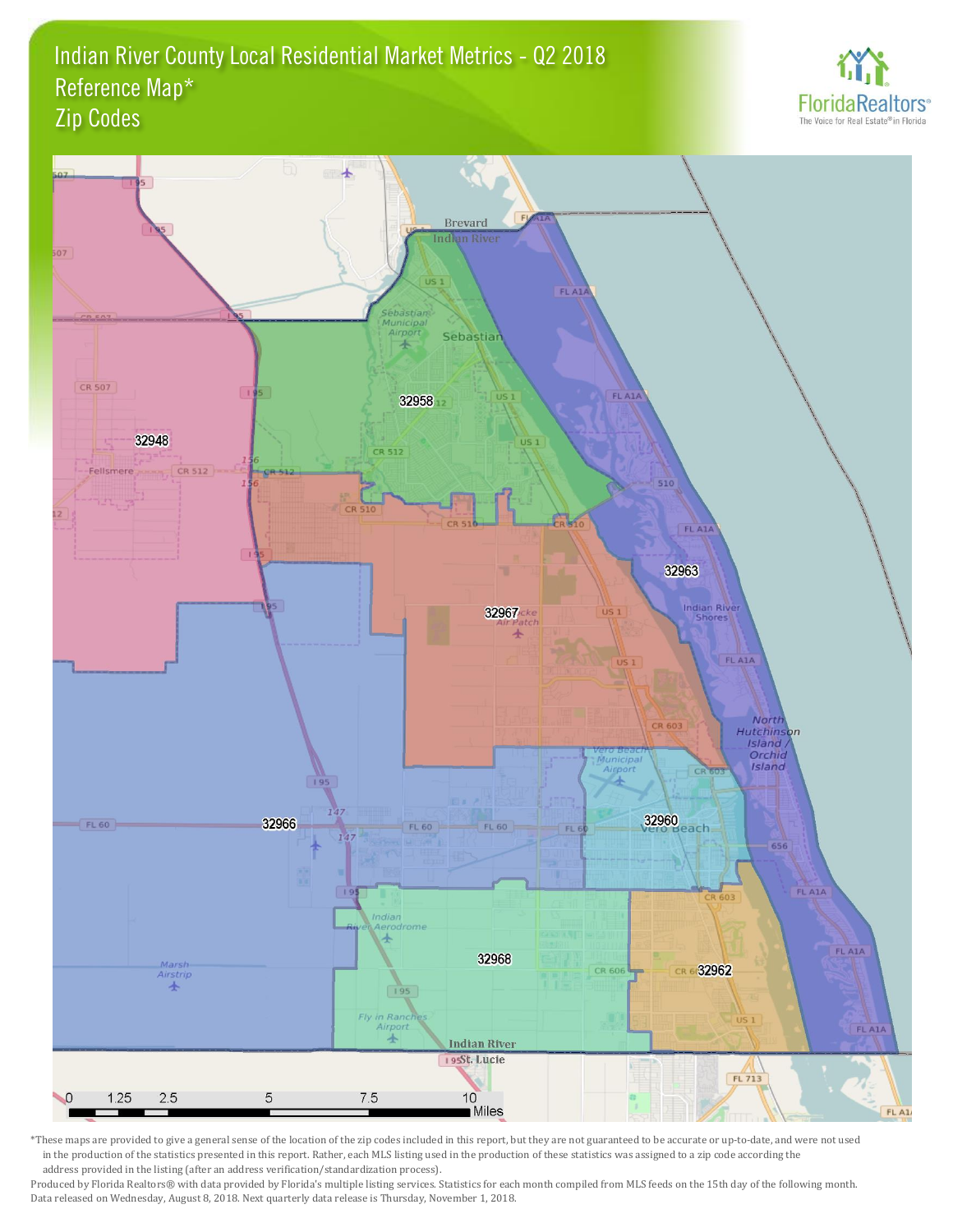# Indian River County Local Residential Market Metrics - Q2 2018

## Reference Map*

## Zip Codes

FloridaRealtors®
The Voice for Real Estate® in Florida

32948
32958
32963
32967
32966
32960
32968
32962

Brevard
Indian River
Sebastian
Sebastian Municipal Airport
Fellsmere
Indian River Shores
North Hutchinson Island / Orchid Island
Vero Beach
Vero Beach Municipal Airport
Indian River Aerodrome
Marsh Airstrip
Fly in Ranches Airport
St. Lucie

0 1.25 2.5 5 7.5 10 Miles

*These maps are provided to give a general sense of the location of the zip codes included in this report, but they are not guaranteed to be accurate or up-to-date, and were not used in the production of the statistics presented in this report. Rather, each MLS listing used in the production of these statistics was assigned to a zip code according the address provided in the listing (after an address verification/standardization process).

Produced by Florida Realtors® with data provided by Florida's multiple listing services. Statistics for each month compiled from MLS feeds on the 15th day of the following month. Data released on Wednesday, August 8, 2018. Next quarterly data release is Thursday, November 1, 2018.